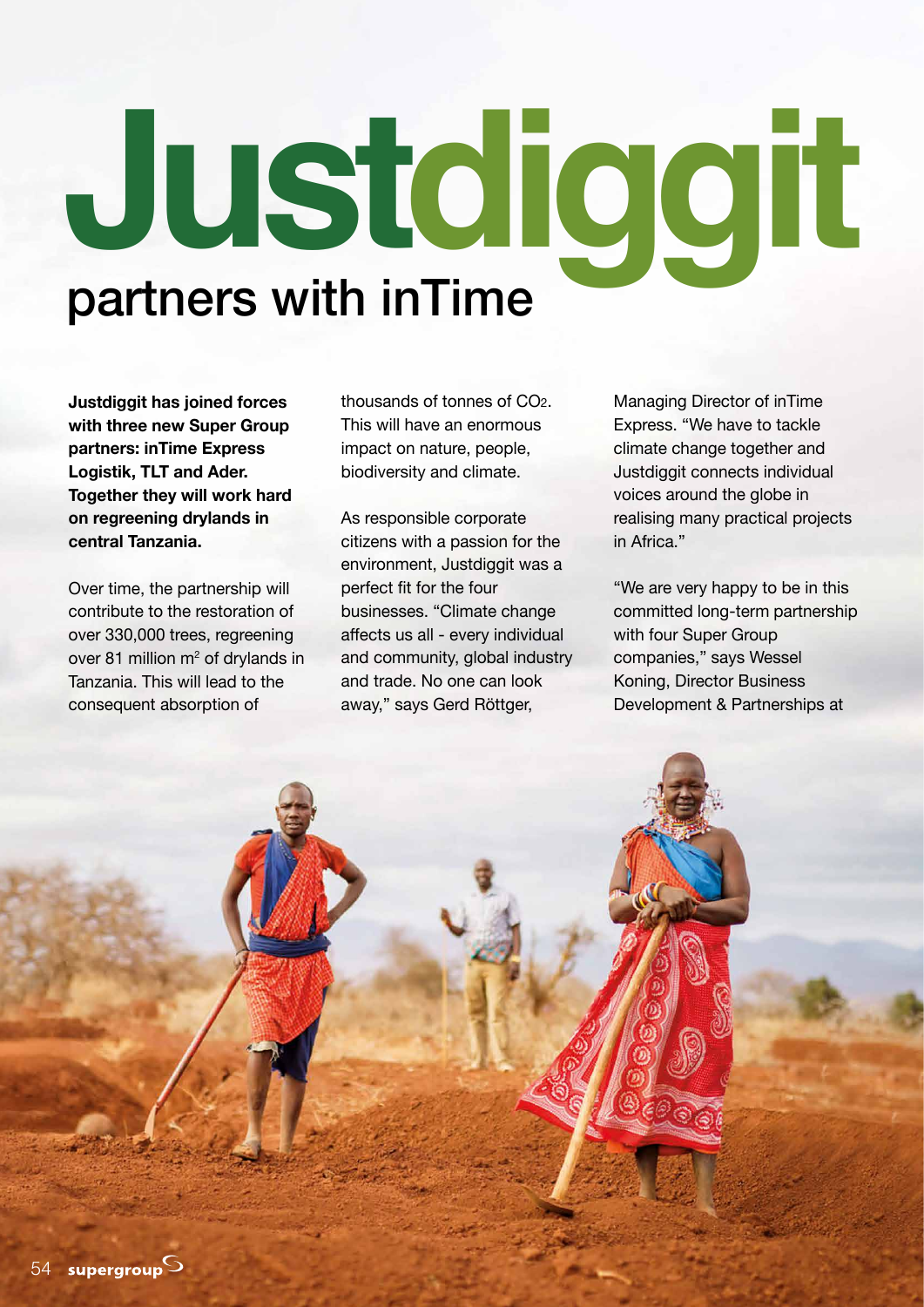# Justdiggit

## partners with inTime

**Justdiggit has joined forces with three new Super Group partners: inTime Express Logistik, TLT and Ader. Together they will work hard on regreening drylands in central Tanzania.**

Over time, the partnership will contribute to the restoration of over 330,000 trees, regreening over 81 million $m^2$ of drylands in Tanzania. This will lead to the consequent absorption of thousands of tonnes of $CO_2$. This will have an enormous impact on nature, people, biodiversity and climate.

As responsible corporate citizens with a passion for the environment, Justdiggit was a perfect fit for the four businesses. "Climate change affects us all - every individual and community, global industry and trade. No one can look away," says Gerd Röttger, Managing Director of inTime Express. "We have to tackle climate change together and Justdiggit connects individual voices around the globe in realising many practical projects in Africa."

"We are very happy to be in this committed long-term partnership with four Super Group companies," says Wessel Koning, Director Business Development & Partnerships at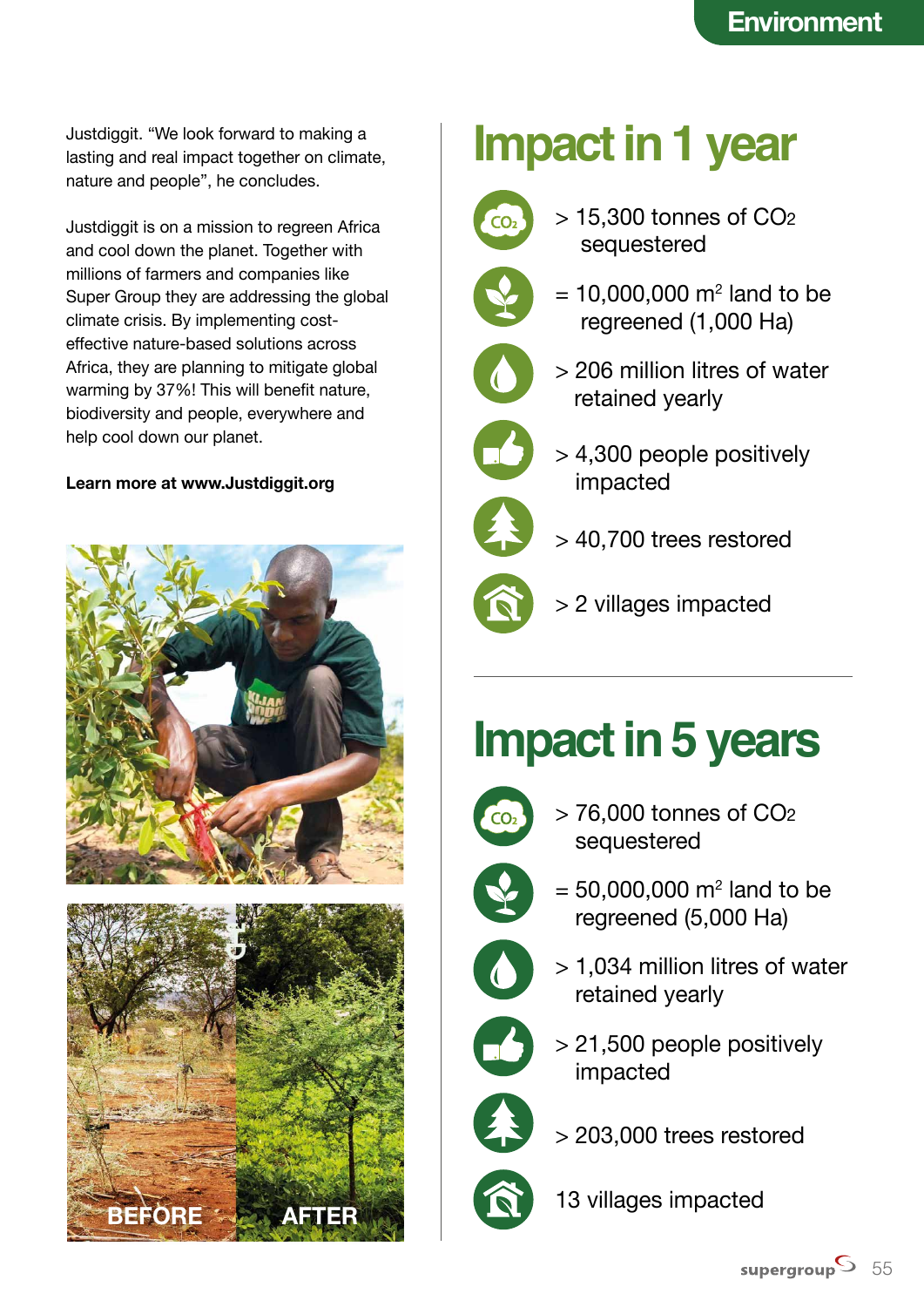Justdiggit. "We look forward to making a lasting and real impact together on climate, nature and people", he concludes.

Justdiggit is on a mission to regreen Africa and cool down the planet. Together with millions of farmers and companies like Super Group they are addressing the global climate crisis. By implementing cost-effective nature-based solutions across Africa, they are planning to mitigate global warming by 37%! This will benefit nature, biodiversity and people, everywhere and help cool down our planet.

**Learn more at www.Justdiggit.org**

BEFORE

AFTER

# Impact in 1 year

- > 15,300 tonnes of $CO_2$ sequestered
- = 10,000,000 $m^2$ land to be regreened (1,000 Ha)
- > 206 million litres of water retained yearly
- > 4,300 people positively impacted
- > 40,700 trees restored
- > 2 villages impacted

# Impact in 5 years

- > 76,000 tonnes of $CO_2$ sequestered
- = 50,000,000 $m^2$ land to be regreened (5,000 Ha)
- > 1,034 million litres of water retained yearly
- > 21,500 people positively impacted
- > 203,000 trees restored
- 13 villages impacted